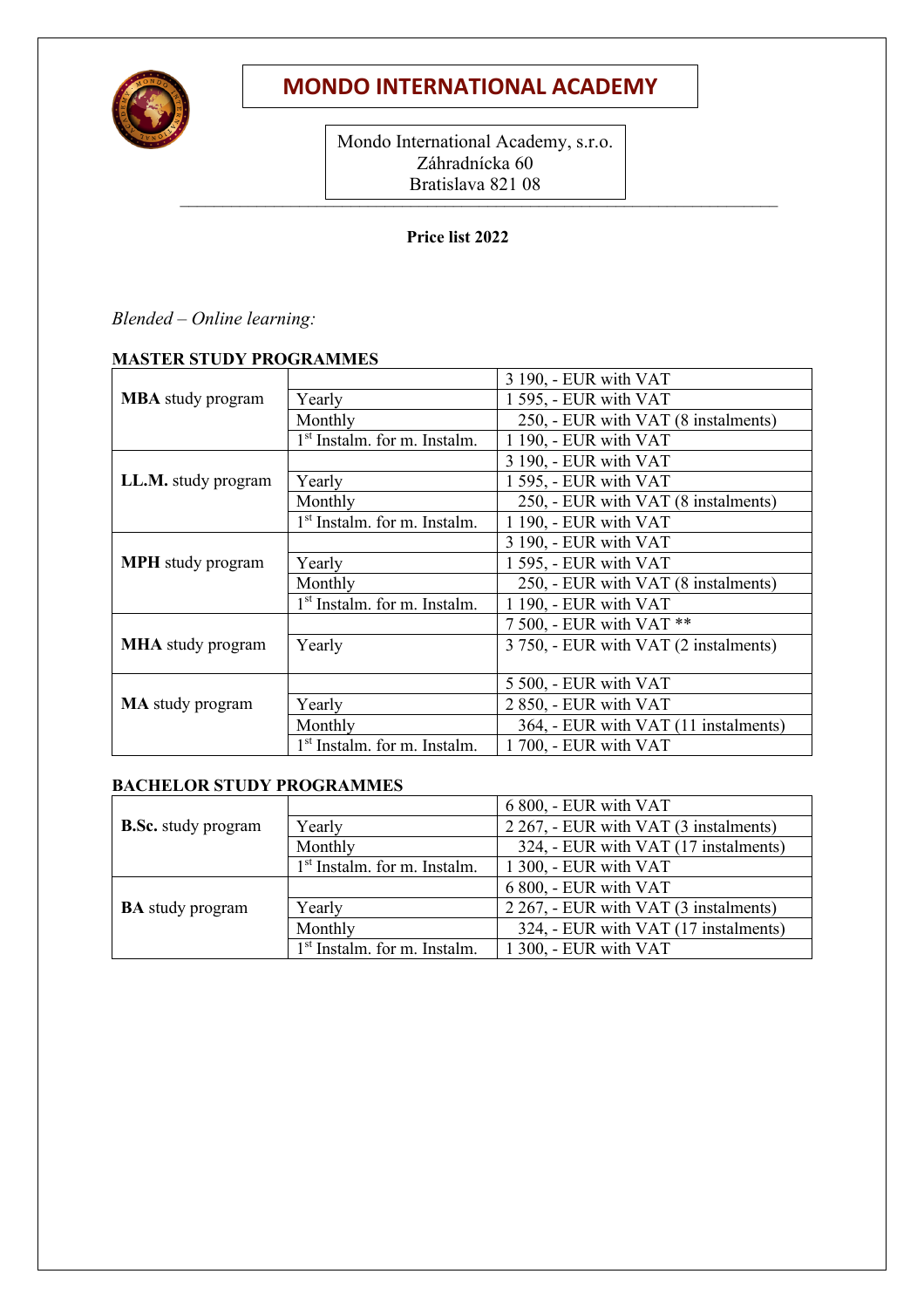# MONDO INTERNATIONAL ACADEMY

Mondo International Academy, s.r.o.
Záhradnícka 60
Bratislava 821 08

**Price list 2022**

*Blended – Online learning:*

**MASTER STUDY PROGRAMMES**

| | | |
|---|---|---|
| **MBA** study program | | 3 190, - EUR with VAT |
| | Yearly | 1 595, - EUR with VAT |
| | Monthly | 250, - EUR with VAT (8 instalments) |
| | 1st Instalm. for m. Instalm. | 1 190, - EUR with VAT |
| **LL.M.** study program | | 3 190, - EUR with VAT |
| | Yearly | 1 595, - EUR with VAT |
| | Monthly | 250, - EUR with VAT (8 instalments) |
| | 1st Instalm. for m. Instalm. | 1 190, - EUR with VAT |
| **MPH** study program | | 3 190, - EUR with VAT |
| | Yearly | 1 595, - EUR with VAT |
| | Monthly | 250, - EUR with VAT (8 instalments) |
| | 1st Instalm. for m. Instalm. | 1 190, - EUR with VAT |
| **MHA** study program | | 7 500, - EUR with VAT ** |
| | Yearly | 3 750, - EUR with VAT (2 instalments) |
| **MA** study program | | 5 500, - EUR with VAT |
| | Yearly | 2 850, - EUR with VAT |
| | Monthly | 364, - EUR with VAT (11 instalments) |
| | 1st Instalm. for m. Instalm. | 1 700, - EUR with VAT |

**BACHELOR STUDY PROGRAMMES**

| | | |
|---|---|---|
| **B.Sc.** study program | | 6 800, - EUR with VAT |
| | Yearly | 2 267, - EUR with VAT (3 instalments) |
| | Monthly | 324, - EUR with VAT (17 instalments) |
| | 1st Instalm. for m. Instalm. | 1 300, - EUR with VAT |
| **BA** study program | | 6 800, - EUR with VAT |
| | Yearly | 2 267, - EUR with VAT (3 instalments) |
| | Monthly | 324, - EUR with VAT (17 instalments) |
| | 1st Instalm. for m. Instalm. | 1 300, - EUR with VAT |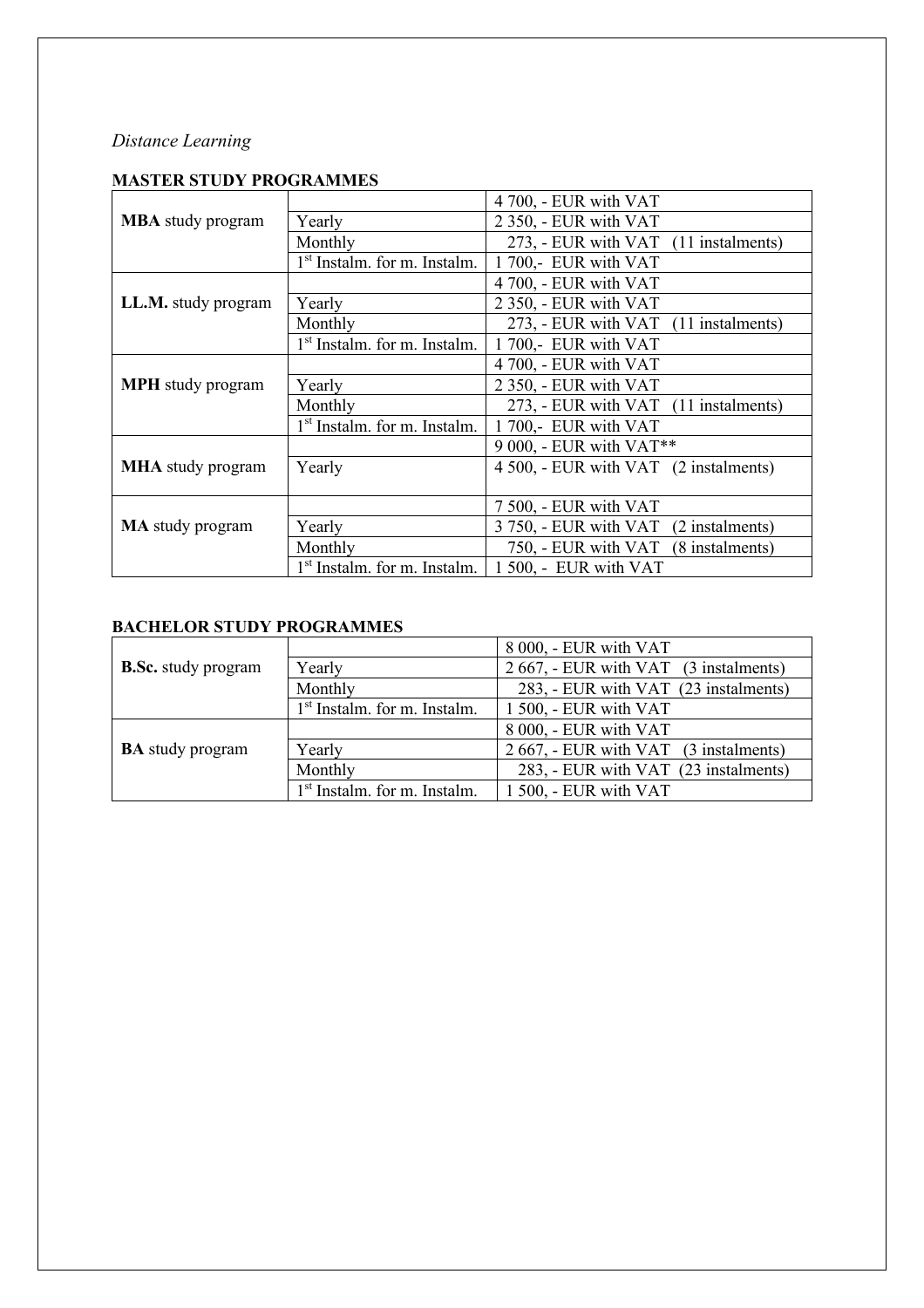*Distance Learning*

**MASTER STUDY PROGRAMMES**

| | | |
|---|---|---|
| **MBA** study program | | 4 700, - EUR with VAT |
| | Yearly | 2 350, - EUR with VAT |
| | Monthly | 273, - EUR with VAT (11 instalments) |
| | 1st Instalm. for m. Instalm. | 1 700,- EUR with VAT |
| **LL.M.** study program | | 4 700, - EUR with VAT |
| | Yearly | 2 350, - EUR with VAT |
| | Monthly | 273, - EUR with VAT (11 instalments) |
| | 1st Instalm. for m. Instalm. | 1 700,- EUR with VAT |
| **MPH** study program | | 4 700, - EUR with VAT |
| | Yearly | 2 350, - EUR with VAT |
| | Monthly | 273, - EUR with VAT (11 instalments) |
| | 1st Instalm. for m. Instalm. | 1 700,- EUR with VAT |
| **MHA** study program | | 9 000, - EUR with VAT** |
| | Yearly | 4 500, - EUR with VAT (2 instalments) |
| **MA** study program | | 7 500, - EUR with VAT |
| | Yearly | 3 750, - EUR with VAT (2 instalments) |
| | Monthly | 750, - EUR with VAT (8 instalments) |
| | 1st Instalm. for m. Instalm. | 1 500, - EUR with VAT |

**BACHELOR STUDY PROGRAMMES**

| | | |
|---|---|---|
| **B.Sc.** study program | | 8 000, - EUR with VAT |
| | Yearly | 2 667, - EUR with VAT (3 instalments) |
| | Monthly | 283, - EUR with VAT (23 instalments) |
| | 1st Instalm. for m. Instalm. | 1 500, - EUR with VAT |
| **BA** study program | | 8 000, - EUR with VAT |
| | Yearly | 2 667, - EUR with VAT (3 instalments) |
| | Monthly | 283, - EUR with VAT (23 instalments) |
| | 1st Instalm. for m. Instalm. | 1 500, - EUR with VAT |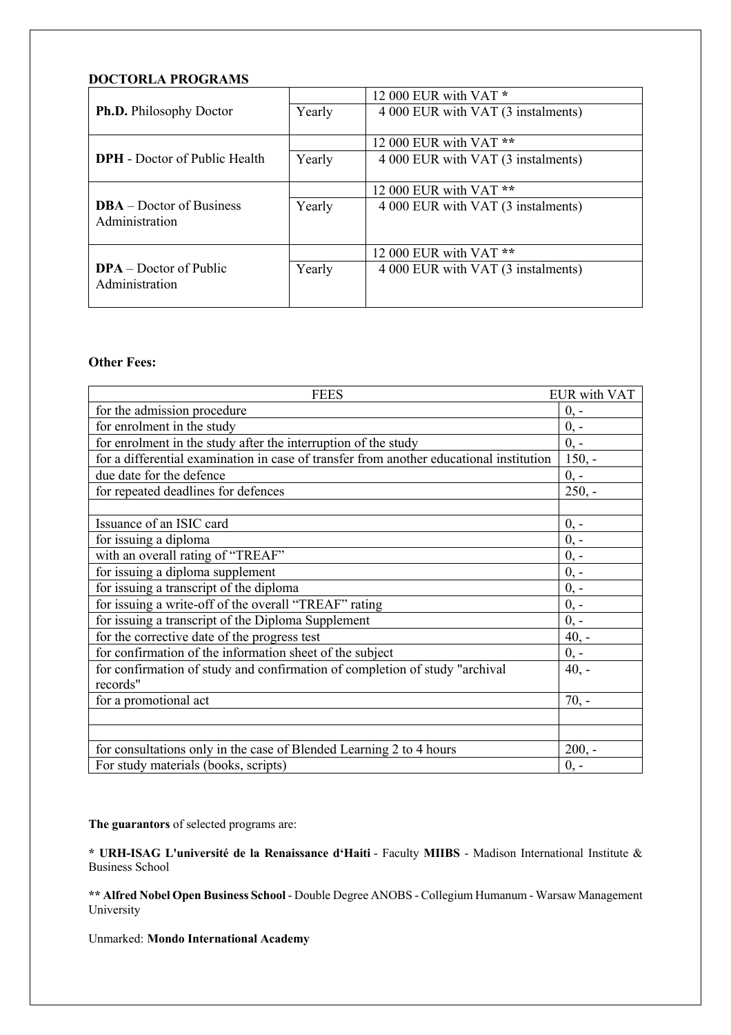**DOCTORLA PROGRAMS**

| | | |
|---|---|---|
| **Ph.D.** Philosophy Doctor | | 12 000 EUR with VAT * |
| | Yearly | 4 000 EUR with VAT (3 instalments) |
| **DPH** - Doctor of Public Health | | 12 000 EUR with VAT ** |
| | Yearly | 4 000 EUR with VAT (3 instalments) |
| **DBA** – Doctor of Business Administration | | 12 000 EUR with VAT ** |
| | Yearly | 4 000 EUR with VAT (3 instalments) |
| **DPA** – Doctor of Public Administration | | 12 000 EUR with VAT ** |
| | Yearly | 4 000 EUR with VAT (3 instalments) |

**Other Fees:**

| FEES | EUR with VAT |
|---|---|
| for the admission procedure | 0, - |
| for enrolment in the study | 0, - |
| for enrolment in the study after the interruption of the study | 0, - |
| for a differential examination in case of transfer from another educational institution | 150, - |
| due date for the defence | 0, - |
| for repeated deadlines for defences | 250, - |
| | |
| Issuance of an ISIC card | 0, - |
| for issuing a diploma | 0, - |
| with an overall rating of "TREAF" | 0, - |
| for issuing a diploma supplement | 0, - |
| for issuing a transcript of the diploma | 0, - |
| for issuing a write-off of the overall "TREAF" rating | 0, - |
| for issuing a transcript of the Diploma Supplement | 0, - |
| for the corrective date of the progress test | 40, - |
| for confirmation of the information sheet of the subject | 0, - |
| for confirmation of study and confirmation of completion of study "archival records" | 40, - |
| for a promotional act | 70, - |
| | |
| | |
| for consultations only in the case of Blended Learning 2 to 4 hours | 200, - |
| For study materials (books, scripts) | 0, - |

**The guarantors** of selected programs are:

**\* URH-ISAG L'université de la Renaissance d'Haiti** - Faculty **MIIBS** - Madison International Institute & Business School

**\*\* Alfred Nobel Open Business School** - Double Degree ANOBS - Collegium Humanum - Warsaw Management University

Unmarked: **Mondo International Academy**